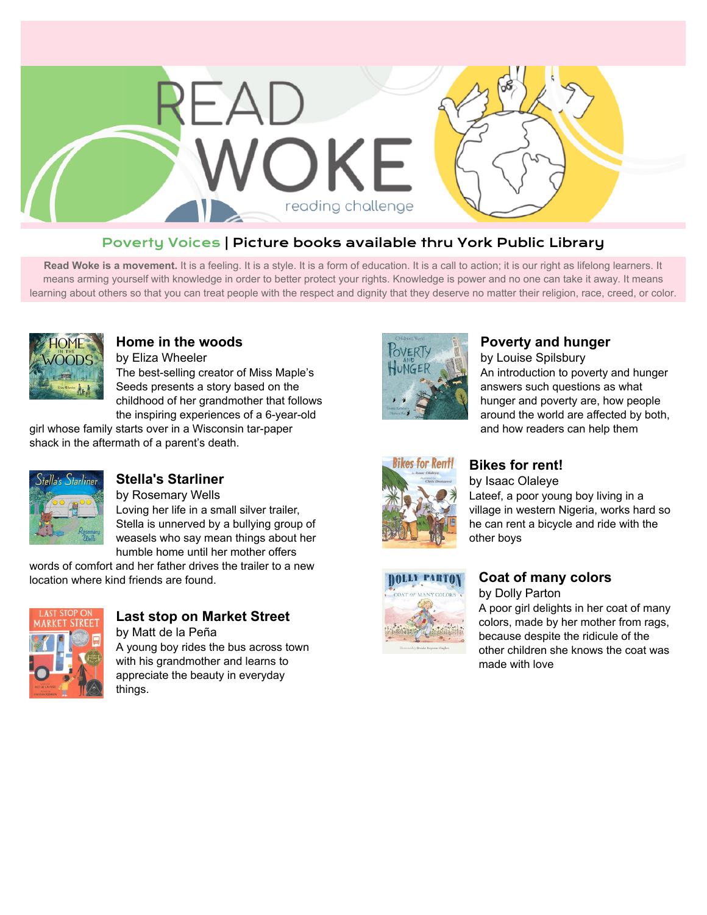# READ WOKE

reading challenge

## Poverty Voices | Picture books available thru York Public Library

**Read Woke is a movement.** It is a feeling. It is a style. It is a form of education. It is a call to action; it is our right as lifelong learners. It means arming yourself with knowledge in order to better protect your rights. Knowledge is power and no one can take it away. It means learning about others so that you can treat people with the respect and dignity that they deserve no matter their religion, race, creed, or color.

### Home in the woods

by Eliza Wheeler

The best-selling creator of Miss Maple's Seeds presents a story based on the childhood of her grandmother that follows the inspiring experiences of a 6-year-old girl whose family starts over in a Wisconsin tar-paper shack in the aftermath of a parent's death.

### Stella's Starliner

by Rosemary Wells

Loving her life in a small silver trailer, Stella is unnerved by a bullying group of weasels who say mean things about her humble home until her mother offers words of comfort and her father drives the trailer to a new location where kind friends are found.

### Last stop on Market Street

by Matt de la Peña

A young boy rides the bus across town with his grandmother and learns to appreciate the beauty in everyday things.

### Poverty and hunger

by Louise Spilsbury

An introduction to poverty and hunger answers such questions as what hunger and poverty are, how people around the world are affected by both, and how readers can help them

### Bikes for rent!

by Isaac Olaleye

Lateef, a poor young boy living in a village in western Nigeria, works hard so he can rent a bicycle and ride with the other boys

### Coat of many colors

by Dolly Parton

A poor girl delights in her coat of many colors, made by her mother from rags, because despite the ridicule of the other children she knows the coat was made with love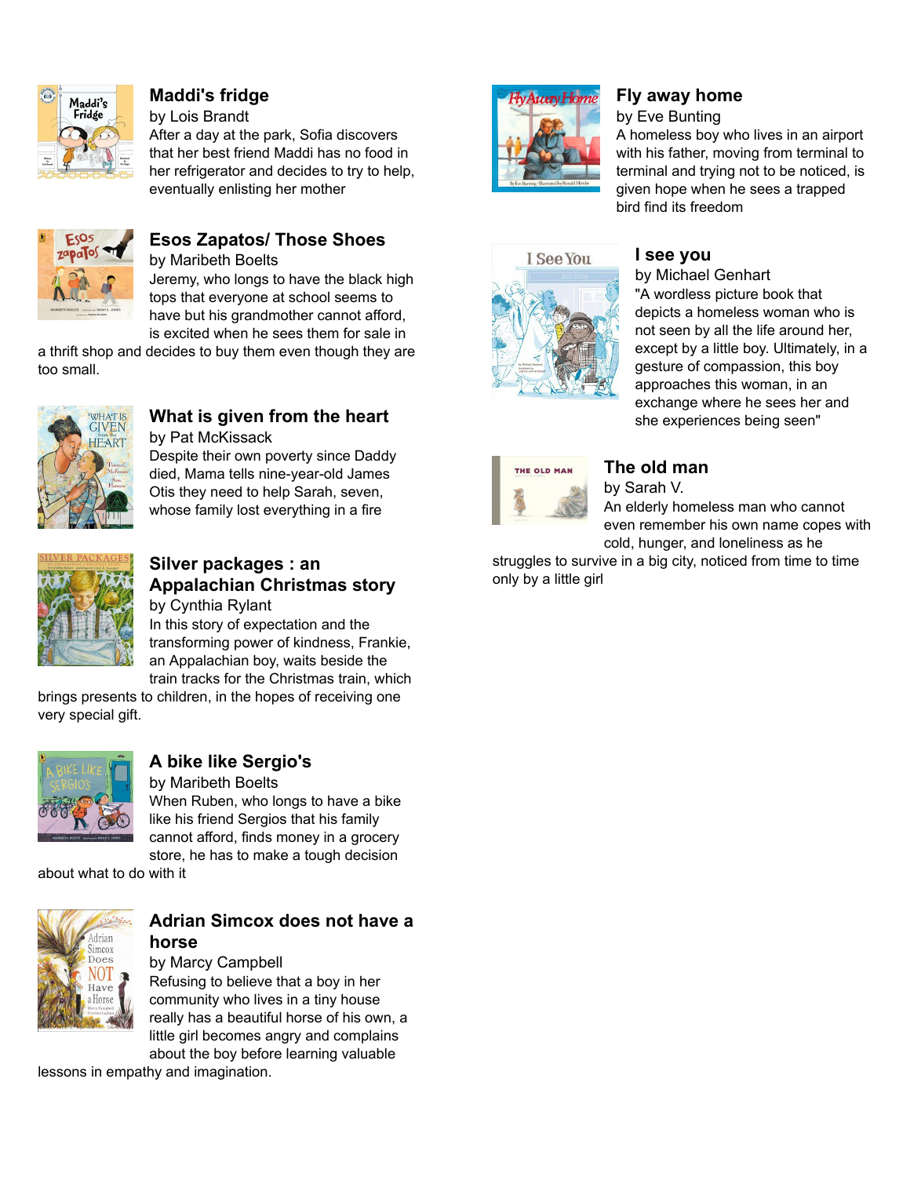## Maddi's fridge

by Lois Brandt

After a day at the park, Sofia discovers that her best friend Maddi has no food in her refrigerator and decides to try to help, eventually enlisting her mother

## Esos Zapatos/ Those Shoes

by Maribeth Boelts

Jeremy, who longs to have the black high tops that everyone at school seems to have but his grandmother cannot afford, is excited when he sees them for sale in a thrift shop and decides to buy them even though they are too small.

## What is given from the heart

by Pat McKissack

Despite their own poverty since Daddy died, Mama tells nine-year-old James Otis they need to help Sarah, seven, whose family lost everything in a fire

## Silver packages : an Appalachian Christmas story

by Cynthia Rylant

In this story of expectation and the transforming power of kindness, Frankie, an Appalachian boy, waits beside the train tracks for the Christmas train, which brings presents to children, in the hopes of receiving one very special gift.

## A bike like Sergio's

by Maribeth Boelts

When Ruben, who longs to have a bike like his friend Sergios that his family cannot afford, finds money in a grocery store, he has to make a tough decision about what to do with it

## Adrian Simcox does not have a horse

by Marcy Campbell

Refusing to believe that a boy in her community who lives in a tiny house really has a beautiful horse of his own, a little girl becomes angry and complains about the boy before learning valuable lessons in empathy and imagination.

## Fly away home

by Eve Bunting

A homeless boy who lives in an airport with his father, moving from terminal to terminal and trying not to be noticed, is given hope when he sees a trapped bird find its freedom

## I see you

by Michael Genhart

"A wordless picture book that depicts a homeless woman who is not seen by all the life around her, except by a little boy. Ultimately, in a gesture of compassion, this boy approaches this woman, in an exchange where he sees her and she experiences being seen"

## The old man

by Sarah V.

An elderly homeless man who cannot even remember his own name copes with cold, hunger, and loneliness as he struggles to survive in a big city, noticed from time to time only by a little girl